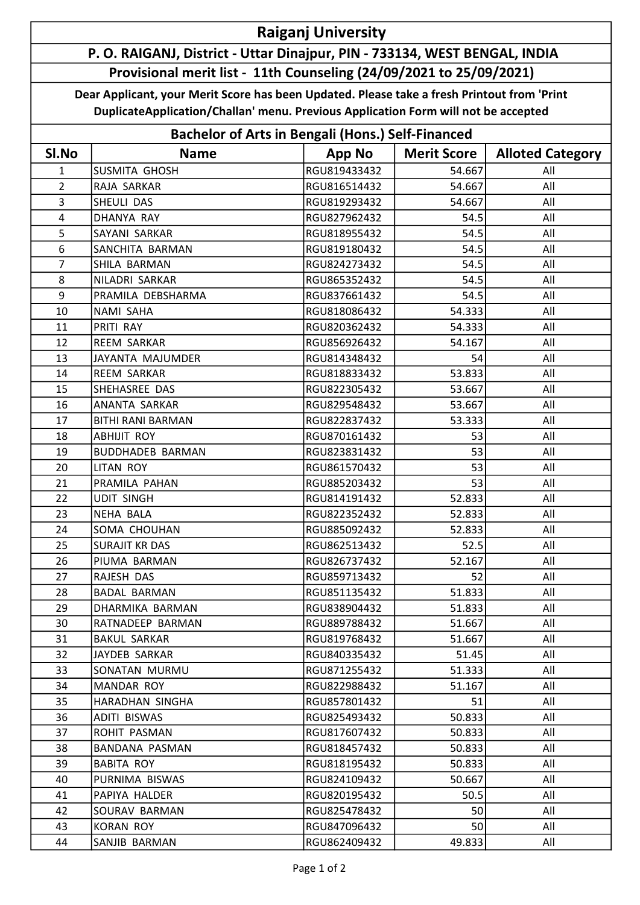# Raiganj University

## P. O. RAIGANJ, District - Uttar Dinajpur, PIN - 733134, WEST BENGAL, INDIA

## Provisional merit list - 11th Counseling (24/09/2021 to 25/09/2021)

**Dear Applicant, your Merit Score has been Updated. Please take a fresh Printout from 'Print DuplicateApplication/Challan' menu. Previous Application Form will not be accepted**

## Bachelor of Arts in Bengali (Hons.) Self-Financed

| Sl.No | Name | App No | Merit Score | Alloted Category |
|---|---|---|---|---|
| 1 | SUSMITA GHOSH | RGU819433432 | 54.667 | All |
| 2 | RAJA SARKAR | RGU816514432 | 54.667 | All |
| 3 | SHEULI DAS | RGU819293432 | 54.667 | All |
| 4 | DHANYA RAY | RGU827962432 | 54.5 | All |
| 5 | SAYANI SARKAR | RGU818955432 | 54.5 | All |
| 6 | SANCHITA BARMAN | RGU819180432 | 54.5 | All |
| 7 | SHILA BARMAN | RGU824273432 | 54.5 | All |
| 8 | NILADRI SARKAR | RGU865352432 | 54.5 | All |
| 9 | PRAMILA DEBSHARMA | RGU837661432 | 54.5 | All |
| 10 | NAMI SAHA | RGU818086432 | 54.333 | All |
| 11 | PRITI RAY | RGU820362432 | 54.333 | All |
| 12 | REEM SARKAR | RGU856926432 | 54.167 | All |
| 13 | JAYANTA MAJUMDER | RGU814348432 | 54 | All |
| 14 | REEM SARKAR | RGU818833432 | 53.833 | All |
| 15 | SHEHASREE DAS | RGU822305432 | 53.667 | All |
| 16 | ANANTA SARKAR | RGU829548432 | 53.667 | All |
| 17 | BITHI RANI BARMAN | RGU822837432 | 53.333 | All |
| 18 | ABHIJIT ROY | RGU870161432 | 53 | All |
| 19 | BUDDHADEB BARMAN | RGU823831432 | 53 | All |
| 20 | LITAN ROY | RGU861570432 | 53 | All |
| 21 | PRAMILA PAHAN | RGU885203432 | 53 | All |
| 22 | UDIT SINGH | RGU814191432 | 52.833 | All |
| 23 | NEHA BALA | RGU822352432 | 52.833 | All |
| 24 | SOMA CHOUHAN | RGU885092432 | 52.833 | All |
| 25 | SURAJIT KR DAS | RGU862513432 | 52.5 | All |
| 26 | PIUMA BARMAN | RGU826737432 | 52.167 | All |
| 27 | RAJESH DAS | RGU859713432 | 52 | All |
| 28 | BADAL BARMAN | RGU851135432 | 51.833 | All |
| 29 | DHARMIKA BARMAN | RGU838904432 | 51.833 | All |
| 30 | RATNADEEP BARMAN | RGU889788432 | 51.667 | All |
| 31 | BAKUL SARKAR | RGU819768432 | 51.667 | All |
| 32 | JAYDEB SARKAR | RGU840335432 | 51.45 | All |
| 33 | SONATAN MURMU | RGU871255432 | 51.333 | All |
| 34 | MANDAR ROY | RGU822988432 | 51.167 | All |
| 35 | HARADHAN SINGHA | RGU857801432 | 51 | All |
| 36 | ADITI BISWAS | RGU825493432 | 50.833 | All |
| 37 | ROHIT PASMAN | RGU817607432 | 50.833 | All |
| 38 | BANDANA PASMAN | RGU818457432 | 50.833 | All |
| 39 | BABITA ROY | RGU818195432 | 50.833 | All |
| 40 | PURNIMA BISWAS | RGU824109432 | 50.667 | All |
| 41 | PAPIYA HALDER | RGU820195432 | 50.5 | All |
| 42 | SOURAV BARMAN | RGU825478432 | 50 | All |
| 43 | KORAN ROY | RGU847096432 | 50 | All |
| 44 | SANJIB BARMAN | RGU862409432 | 49.833 | All |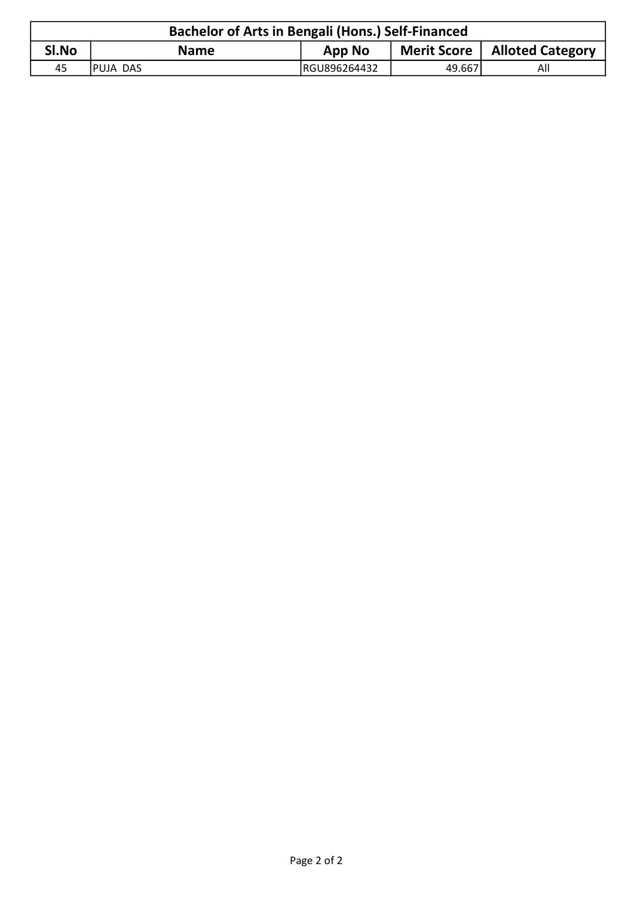| Bachelor of Arts in Bengali (Hons.) Self-Financed | | | | |
|---|---|---|---|---|
| Sl.No | Name | App No | Merit Score | Alloted Category |
| 45 | PUJA DAS | RGU896264432 | 49.667 | All |